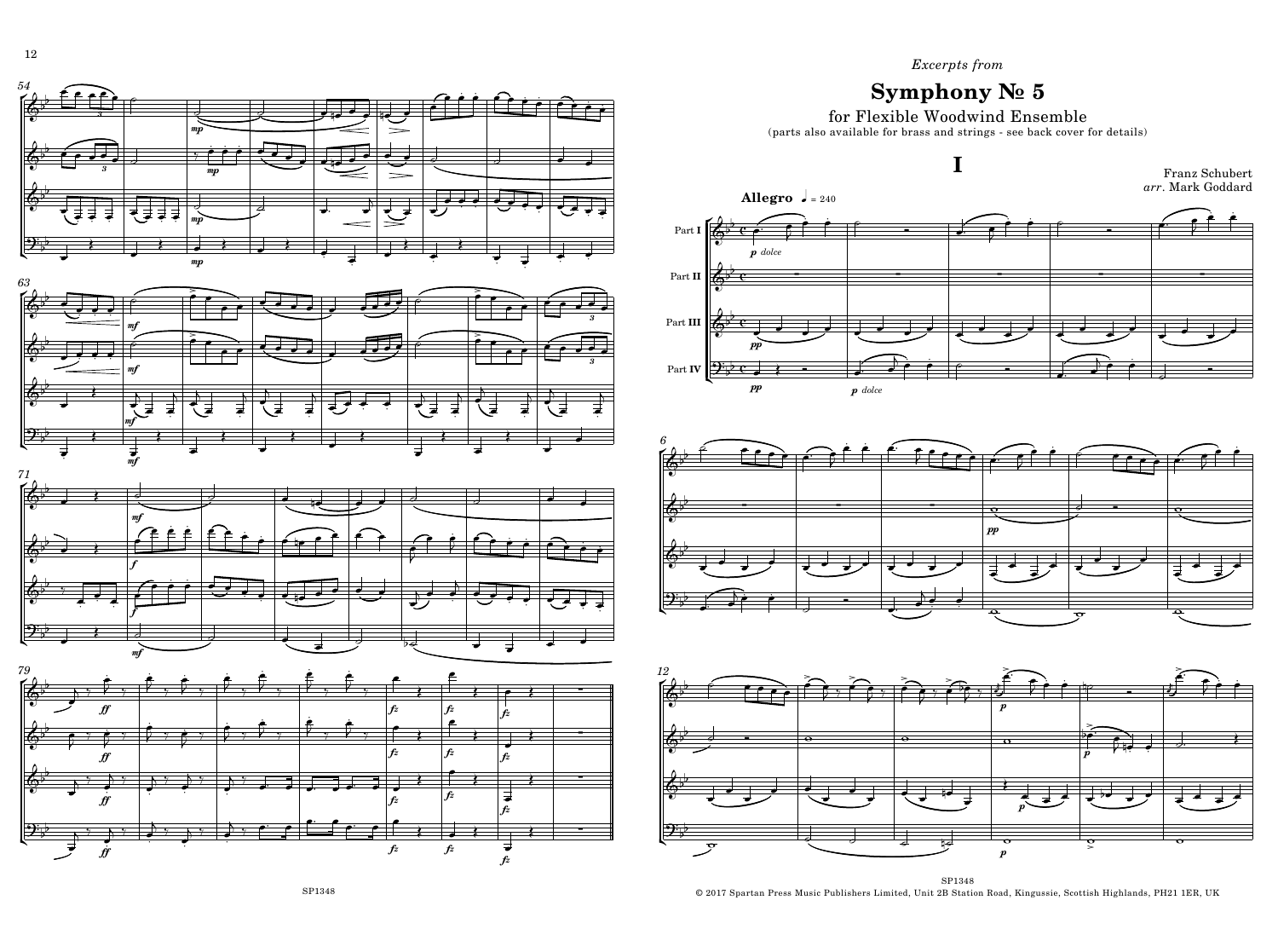*Excerpts from*

# Symphony № 5

for Flexible Woodwind Ensemble

(parts also available for brass and strings - see back cover for details)

## I

Franz Schubert
*arr.* Mark Goddard

**Allegro** ♩ = 240

© 2017 Spartan Press Music Publishers Limited, Unit 2B Station Road, Kingussie, Scottish Highlands, PH21 1ER, UK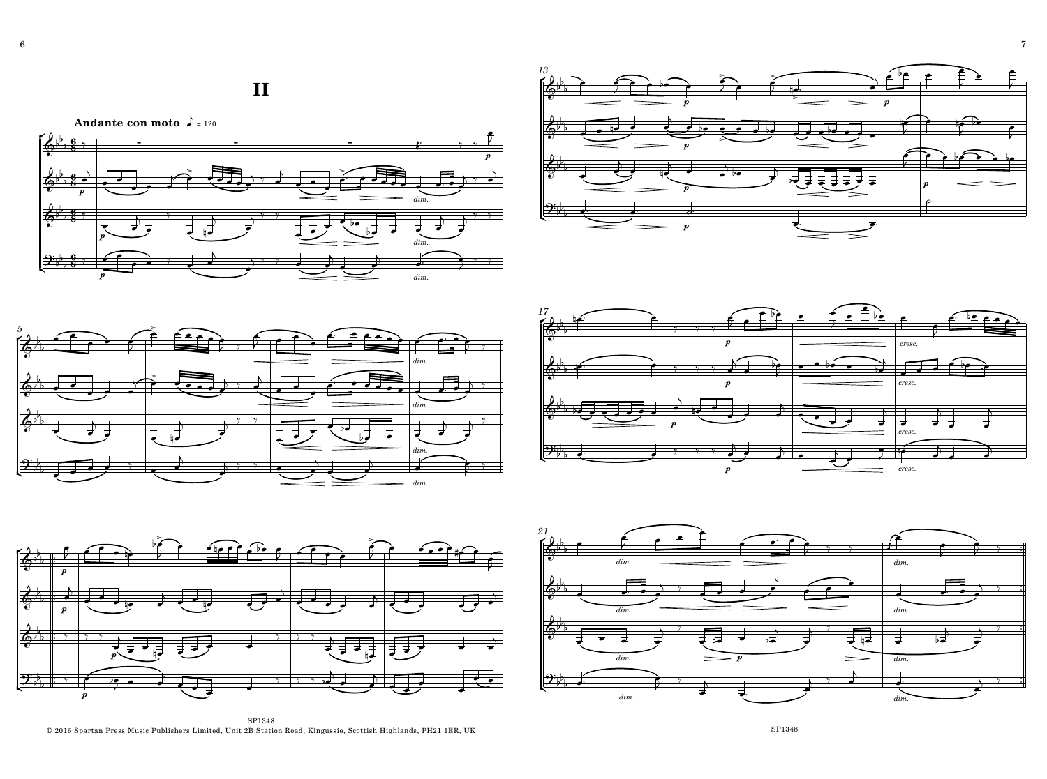# II

**Andante con moto** ♪ = 120

SP1348

© 2016 Spartan Press Music Publishers Limited, Unit 2B Station Road, Kingussie, Scottish Highlands, PH21 1ER, UK

SP1348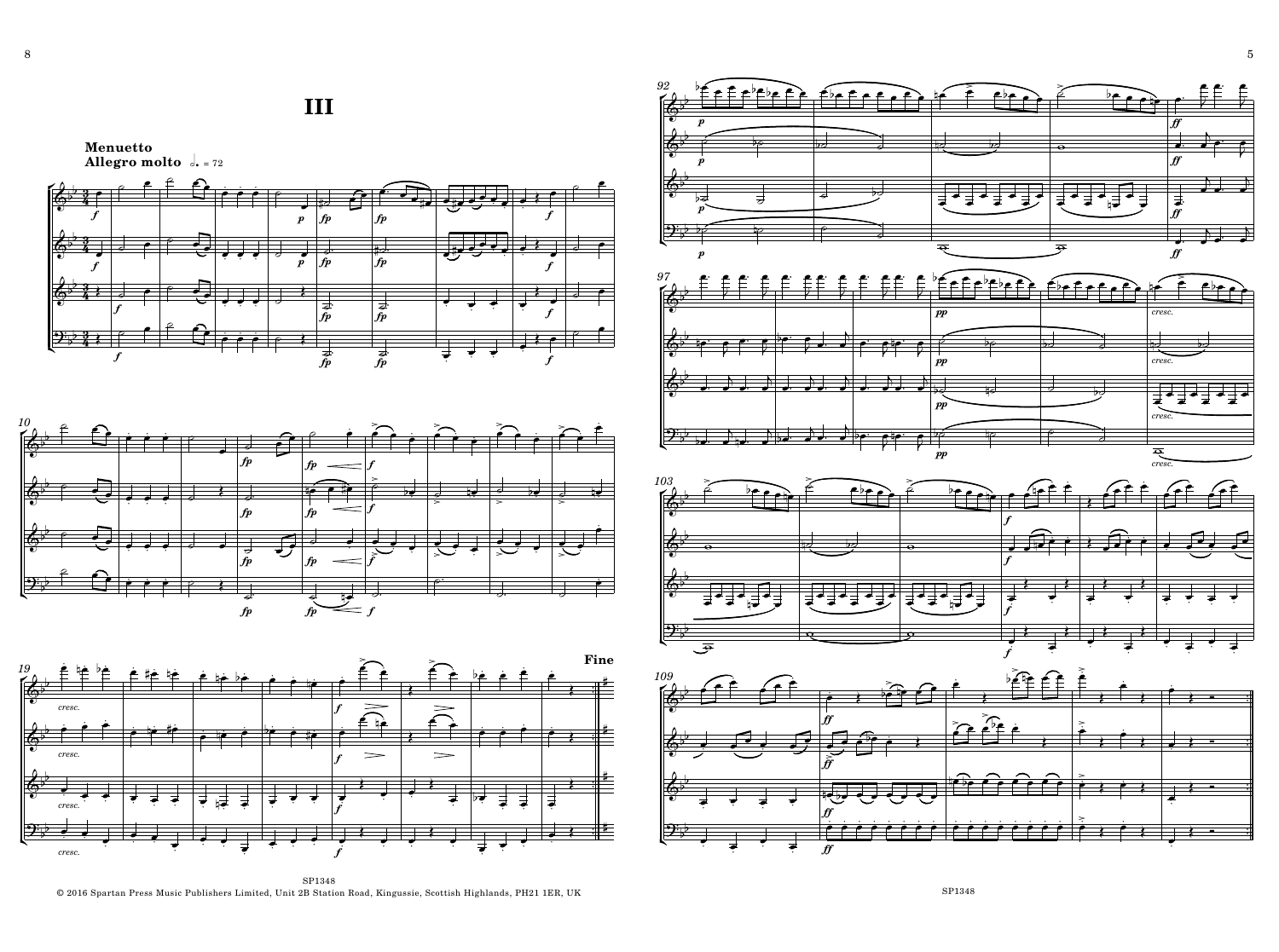# III

**Menuetto**
**Allegro molto** ♩. = 72

**Fine**

© 2016 Spartan Press Music Publishers Limited, Unit 2B Station Road, Kingussie, Scottish Highlands, PH21 1ER, UK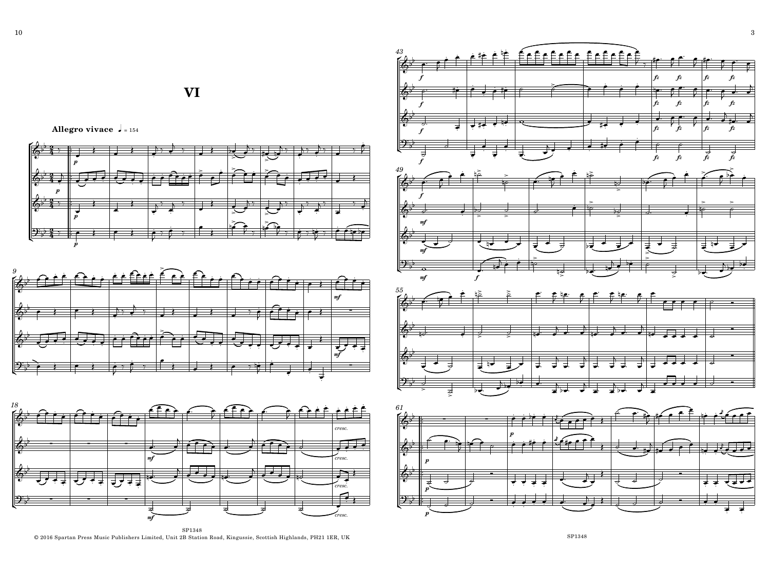# VI

**Allegro vivace** ♩ = 154

SP1348

© 2016 Spartan Press Music Publishers Limited, Unit 2B Station Road, Kingussie, Scottish Highlands, PH21 1ER, UK

SP1348